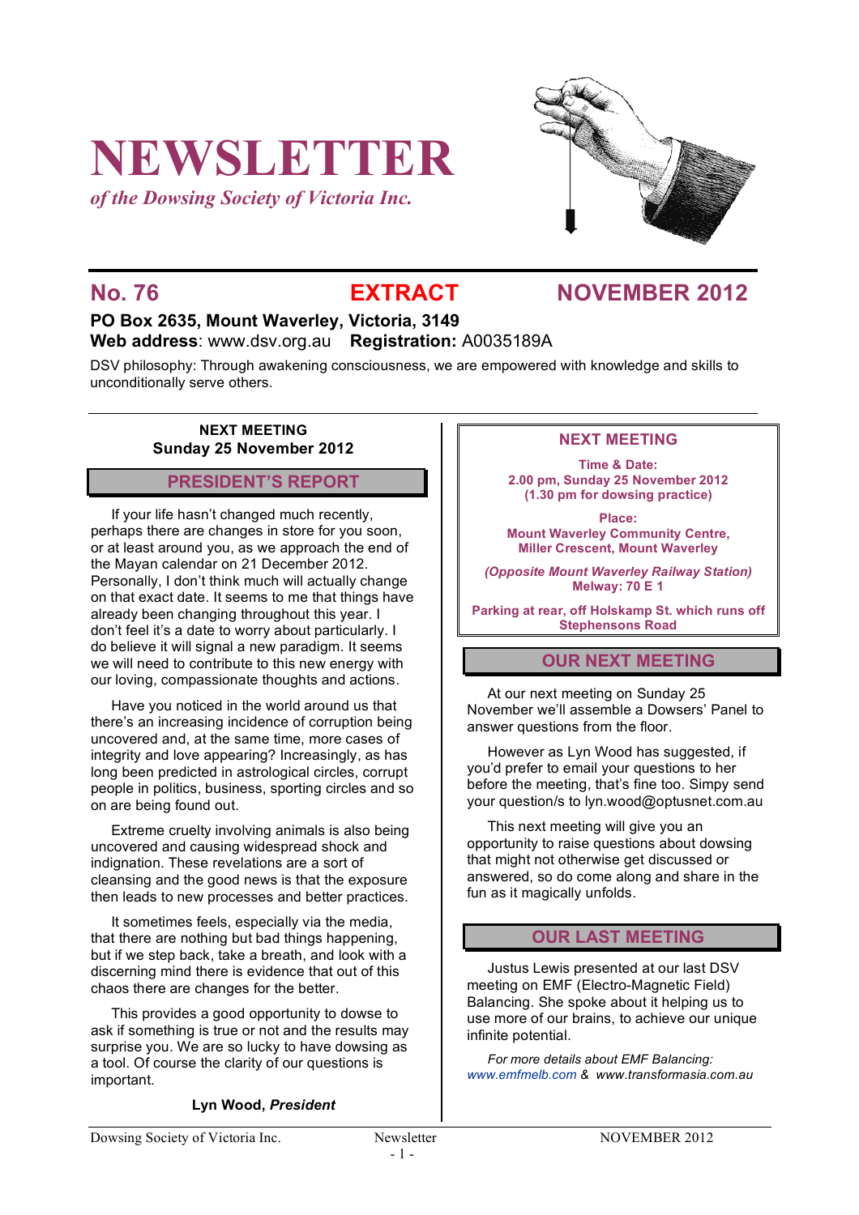# NEWSLETTER

*of the Dowsing Society of Victoria Inc.*

## No. 76 EXTRACT NOVEMBER 2012

**PO Box 2635, Mount Waverley, Victoria, 3149**
**Web address**: www.dsv.org.au **Registration:** A0035189A

DSV philosophy: Through awakening consciousness, we are empowered with knowledge and skills to unconditionally serve others.

**NEXT MEETING**
**Sunday 25 November 2012**

## PRESIDENT'S REPORT

If your life hasn't changed much recently, perhaps there are changes in store for you soon, or at least around you, as we approach the end of the Mayan calendar on 21 December 2012. Personally, I don't think much will actually change on that exact date. It seems to me that things have already been changing throughout this year. I don't feel it's a date to worry about particularly. I do believe it will signal a new paradigm. It seems we will need to contribute to this new energy with our loving, compassionate thoughts and actions.

Have you noticed in the world around us that there's an increasing incidence of corruption being uncovered and, at the same time, more cases of integrity and love appearing? Increasingly, as has long been predicted in astrological circles, corrupt people in politics, business, sporting circles and so on are being found out.

Extreme cruelty involving animals is also being uncovered and causing widespread shock and indignation. These revelations are a sort of cleansing and the good news is that the exposure then leads to new processes and better practices.

It sometimes feels, especially via the media, that there are nothing but bad things happening, but if we step back, take a breath, and look with a discerning mind there is evidence that out of this chaos there are changes for the better.

This provides a good opportunity to dowse to ask if something is true or not and the results may surprise you. We are so lucky to have dowsing as a tool. Of course the clarity of our questions is important.

**Lyn Wood, *President***

## NEXT MEETING

**Time & Date:**
**2.00 pm, Sunday 25 November 2012**
**(1.30 pm for dowsing practice)**

**Place:**
**Mount Waverley Community Centre,**
**Miller Crescent, Mount Waverley**

***(Opposite Mount Waverley Railway Station)***
**Melway: 70 E 1**

**Parking at rear, off Holskamp St. which runs off Stephensons Road**

## OUR NEXT MEETING

At our next meeting on Sunday 25 November we'll assemble a Dowsers' Panel to answer questions from the floor.

However as Lyn Wood has suggested, if you'd prefer to email your questions to her before the meeting, that's fine too. Simpy send your question/s to lyn.wood@optusnet.com.au

This next meeting will give you an opportunity to raise questions about dowsing that might not otherwise get discussed or answered, so do come along and share in the fun as it magically unfolds.

## OUR LAST MEETING

Justus Lewis presented at our last DSV meeting on EMF (Electro-Magnetic Field) Balancing. She spoke about it helping us to use more of our brains, to achieve our unique infinite potential.

*For more details about EMF Balancing:*
*www.emfmelb.com & www.transformasia.com.au*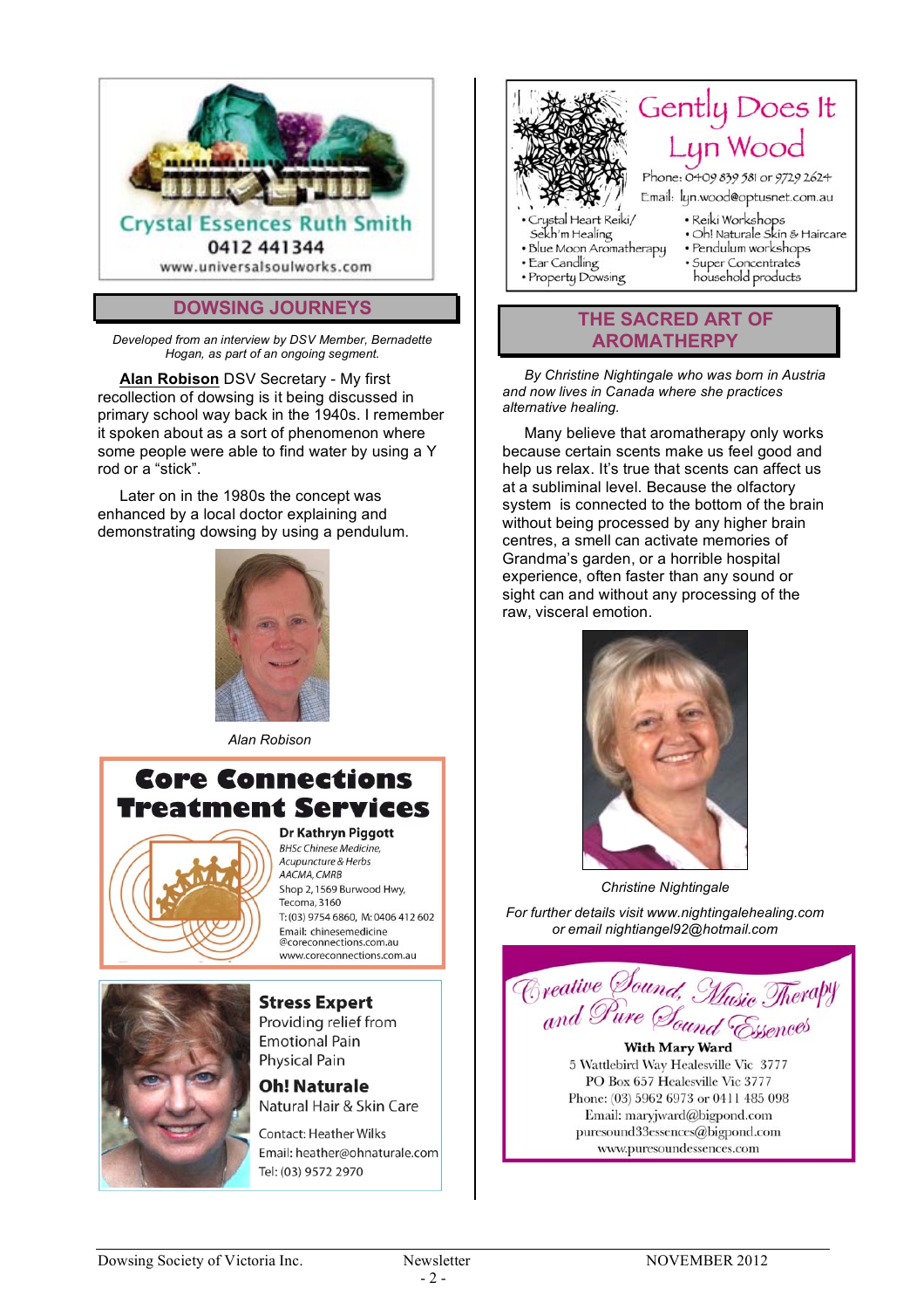Crystal Essences Ruth Smith

0412 441344

www.universalsoulworks.com

## DOWSING JOURNEYS

*Developed from an interview by DSV Member, Bernadette Hogan, as part of an ongoing segment.*

**Alan Robison** DSV Secretary - My first recollection of dowsing is it being discussed in primary school way back in the 1940s. I remember it spoken about as a sort of phenomenon where some people were able to find water by using a Y rod or a “stick”.

Later on in the 1980s the concept was enhanced by a local doctor explaining and demonstrating dowsing by using a pendulum.

*Alan Robison*

**Core Connections Treatment Services**

**Dr Kathryn Piggott**
*BHSc Chinese Medicine, Acupuncture & Herbs*
*AACMA, CMRB*
Shop 2, 1569 Burwood Hwy, Tecoma, 3160
T: (03) 9754 6860, M: 0406 412 602
Email: chinesemedicine@coreconnections.com.au
www.coreconnections.com.au

**Stress Expert**
Providing relief from
Emotional Pain
Physical Pain

**Oh! Naturale**
Natural Hair & Skin Care

Contact: Heather Wilks
Email: heather@ohnaturale.com
Tel: (03) 9572 2970

Gently Does It
Lyn Wood

Phone: 0409 839 581 or 9729 2624
Email: lyn.wood@optusnet.com.au

- Crystal Heart Reiki/ Sekh'm Healing
- Blue Moon Aromatherapy
- Ear Candling
- Property Dowsing
- Reiki Workshops
- Oh! Naturale Skin & Haircare
- Pendulum workshops
- Super Concentrates household products

## THE SACRED ART OF AROMATHERPY

*By Christine Nightingale who was born in Austria and now lives in Canada where she practices alternative healing.*

Many believe that aromatherapy only works because certain scents make us feel good and help us relax. It’s true that scents can affect us at a subliminal level. Because the olfactory system is connected to the bottom of the brain without being processed by any higher brain centres, a smell can activate memories of Grandma’s garden, or a horrible hospital experience, often faster than any sound or sight can and without any processing of the raw, visceral emotion.

*Christine Nightingale*

*For further details visit www.nightingalehealing.com or email nightiangel92@hotmail.com*

Creative Sound, Music Therapy and Pure Sound Essences

**With Mary Ward**
5 Wattlebird Way Healesville Vic 3777
PO Box 657 Healesville Vic 3777
Phone: (03) 5962 6973 or 0411 485 098
Email: maryjward@bigpond.com
puresound33essences@bigpond.com
www.puresoundessences.com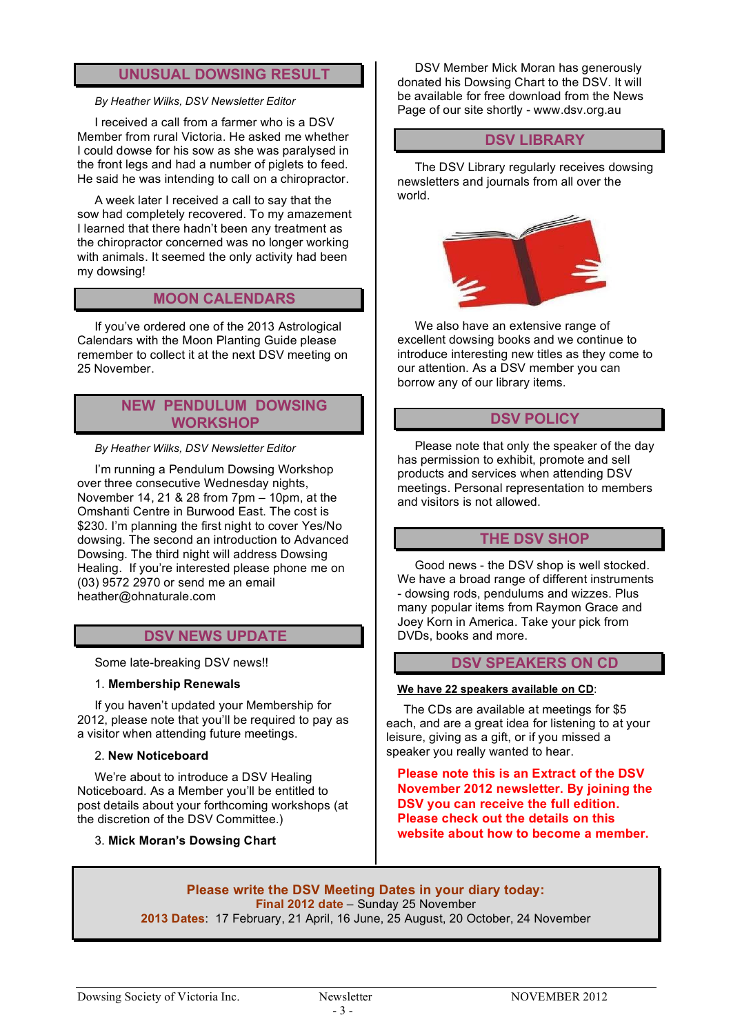## UNUSUAL DOWSING RESULT

*By Heather Wilks, DSV Newsletter Editor*

I received a call from a farmer who is a DSV Member from rural Victoria. He asked me whether I could dowse for his sow as she was paralysed in the front legs and had a number of piglets to feed. He said he was intending to call on a chiropractor.

A week later I received a call to say that the sow had completely recovered. To my amazement I learned that there hadn't been any treatment as the chiropractor concerned was no longer working with animals. It seemed the only activity had been my dowsing!

## MOON CALENDARS

If you've ordered one of the 2013 Astrological Calendars with the Moon Planting Guide please remember to collect it at the next DSV meeting on 25 November.

## NEW PENDULUM DOWSING WORKSHOP

*By Heather Wilks, DSV Newsletter Editor*

I'm running a Pendulum Dowsing Workshop over three consecutive Wednesday nights, November 14, 21 & 28 from 7pm – 10pm, at the Omshanti Centre in Burwood East. The cost is $230. I'm planning the first night to cover Yes/No dowsing. The second an introduction to Advanced Dowsing. The third night will address Dowsing Healing. If you're interested please phone me on (03) 9572 2970 or send me an email heather@ohnaturale.com

## DSV NEWS UPDATE

Some late-breaking DSV news!!

1. **Membership Renewals**

If you haven't updated your Membership for 2012, please note that you'll be required to pay as a visitor when attending future meetings.

2. **New Noticeboard**

We're about to introduce a DSV Healing Noticeboard. As a Member you'll be entitled to post details about your forthcoming workshops (at the discretion of the DSV Committee.)

3. **Mick Moran's Dowsing Chart**

DSV Member Mick Moran has generously donated his Dowsing Chart to the DSV. It will be available for free download from the News Page of our site shortly - www.dsv.org.au

## DSV LIBRARY

The DSV Library regularly receives dowsing newsletters and journals from all over the world.

We also have an extensive range of excellent dowsing books and we continue to introduce interesting new titles as they come to our attention. As a DSV member you can borrow any of our library items.

## DSV POLICY

Please note that only the speaker of the day has permission to exhibit, promote and sell products and services when attending DSV meetings. Personal representation to members and visitors is not allowed.

## THE DSV SHOP

Good news - the DSV shop is well stocked. We have a broad range of different instruments - dowsing rods, pendulums and wizzes. Plus many popular items from Raymon Grace and Joey Korn in America. Take your pick from DVDs, books and more.

## DSV SPEAKERS ON CD

**We have 22 speakers available on CD**:

The CDs are available at meetings for $5 each, and are a great idea for listening to at your leisure, giving as a gift, or if you missed a speaker you really wanted to hear.

**Please note this is an Extract of the DSV November 2012 newsletter. By joining the DSV you can receive the full edition. Please check out the details on this website about how to become a member.**

**Please write the DSV Meeting Dates in your diary today:**
**Final 2012 date** – Sunday 25 November
**2013 Dates**: 17 February, 21 April, 16 June, 25 August, 20 October, 24 November